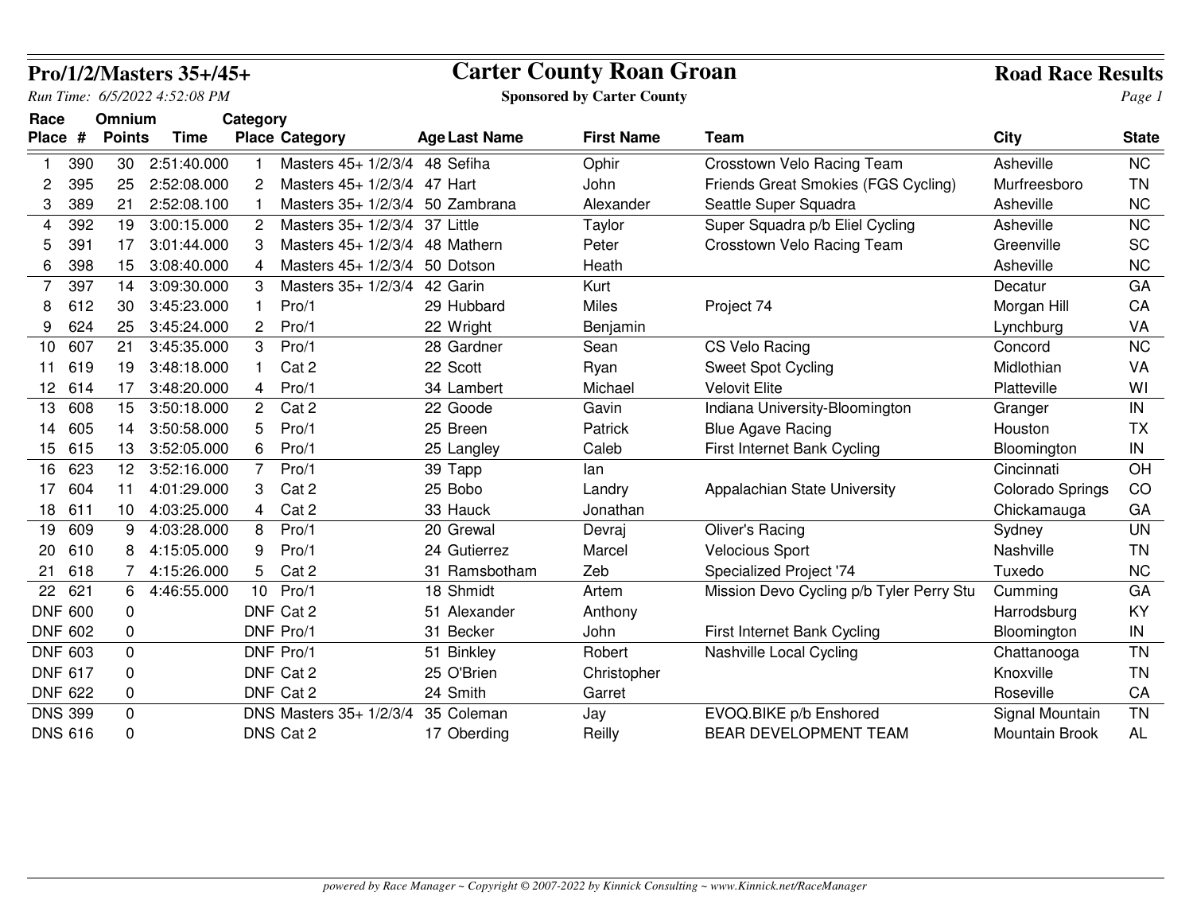# Carter County Roan Groan

**Sponsored by Carter County**

**Pro/1/2/Masters 35+/45+** — **Road Race Results**

*Run Time: 6/5/2022 4:52:08 PM*

| Race Place | # | Omnium Points | Time | Category Place | Category | Age | Last Name | First Name | Team | City | State |
|---|---|---|---|---|---|---|---|---|---|---|---|
| 1 | 390 | 30 | 2:51:40.000 | 1 | Masters 45+ 1/2/3/4 | 48 | Sefiha | Ophir | Crosstown Velo Racing Team | Asheville | NC |
| 2 | 395 | 25 | 2:52:08.000 | 2 | Masters 45+ 1/2/3/4 | 47 | Hart | John | Friends Great Smokies (FGS Cycling) | Murfreesboro | TN |
| 3 | 389 | 21 | 2:52:08.100 | 1 | Masters 35+ 1/2/3/4 | 50 | Zambrana | Alexander | Seattle Super Squadra | Asheville | NC |
| 4 | 392 | 19 | 3:00:15.000 | 2 | Masters 35+ 1/2/3/4 | 37 | Little | Taylor | Super Squadra p/b Eliel Cycling | Asheville | NC |
| 5 | 391 | 17 | 3:01:44.000 | 3 | Masters 45+ 1/2/3/4 | 48 | Mathern | Peter | Crosstown Velo Racing Team | Greenville | SC |
| 6 | 398 | 15 | 3:08:40.000 | 4 | Masters 45+ 1/2/3/4 | 50 | Dotson | Heath | | Asheville | NC |
| 7 | 397 | 14 | 3:09:30.000 | 3 | Masters 35+ 1/2/3/4 | 42 | Garin | Kurt | | Decatur | GA |
| 8 | 612 | 30 | 3:45:23.000 | 1 | Pro/1 | 29 | Hubbard | Miles | Project 74 | Morgan Hill | CA |
| 9 | 624 | 25 | 3:45:24.000 | 2 | Pro/1 | 22 | Wright | Benjamin | | Lynchburg | VA |
| 10 | 607 | 21 | 3:45:35.000 | 3 | Pro/1 | 28 | Gardner | Sean | CS Velo Racing | Concord | NC |
| 11 | 619 | 19 | 3:48:18.000 | 1 | Cat 2 | 22 | Scott | Ryan | Sweet Spot Cycling | Midlothian | VA |
| 12 | 614 | 17 | 3:48:20.000 | 4 | Pro/1 | 34 | Lambert | Michael | Velovit Elite | Platteville | WI |
| 13 | 608 | 15 | 3:50:18.000 | 2 | Cat 2 | 22 | Goode | Gavin | Indiana University-Bloomington | Granger | IN |
| 14 | 605 | 14 | 3:50:58.000 | 5 | Pro/1 | 25 | Breen | Patrick | Blue Agave Racing | Houston | TX |
| 15 | 615 | 13 | 3:52:05.000 | 6 | Pro/1 | 25 | Langley | Caleb | First Internet Bank Cycling | Bloomington | IN |
| 16 | 623 | 12 | 3:52:16.000 | 7 | Pro/1 | 39 | Tapp | Ian | | Cincinnati | OH |
| 17 | 604 | 11 | 4:01:29.000 | 3 | Cat 2 | 25 | Bobo | Landry | Appalachian State University | Colorado Springs | CO |
| 18 | 611 | 10 | 4:03:25.000 | 4 | Cat 2 | 33 | Hauck | Jonathan | | Chickamauga | GA |
| 19 | 609 | 9 | 4:03:28.000 | 8 | Pro/1 | 20 | Grewal | Devraj | Oliver's Racing | Sydney | UN |
| 20 | 610 | 8 | 4:15:05.000 | 9 | Pro/1 | 24 | Gutierrez | Marcel | Velocious Sport | Nashville | TN |
| 21 | 618 | 7 | 4:15:26.000 | 5 | Cat 2 | 31 | Ramsbotham | Zeb | Specialized Project '74 | Tuxedo | NC |
| 22 | 621 | 6 | 4:46:55.000 | 10 | Pro/1 | 18 | Shmidt | Artem | Mission Devo Cycling p/b Tyler Perry Stu | Cumming | GA |
| DNF | 600 | 0 | | DNF | Cat 2 | 51 | Alexander | Anthony | | Harrodsburg | KY |
| DNF | 602 | 0 | | DNF | Pro/1 | 31 | Becker | John | First Internet Bank Cycling | Bloomington | IN |
| DNF | 603 | 0 | | DNF | Pro/1 | 51 | Binkley | Robert | Nashville Local Cycling | Chattanooga | TN |
| DNF | 617 | 0 | | DNF | Cat 2 | 25 | O'Brien | Christopher | | Knoxville | TN |
| DNF | 622 | 0 | | DNF | Cat 2 | 24 | Smith | Garret | | Roseville | CA |
| DNS | 399 | 0 | | DNS | Masters 35+ 1/2/3/4 | 35 | Coleman | Jay | EVOQ.BIKE p/b Enshored | Signal Mountain | TN |
| DNS | 616 | 0 | | DNS | Cat 2 | 17 | Oberding | Reilly | BEAR DEVELOPMENT TEAM | Mountain Brook | AL |

*powered by Race Manager ~ Copyright © 2007-2022 by Kinnick Consulting ~ www.Kinnick.net/RaceManager*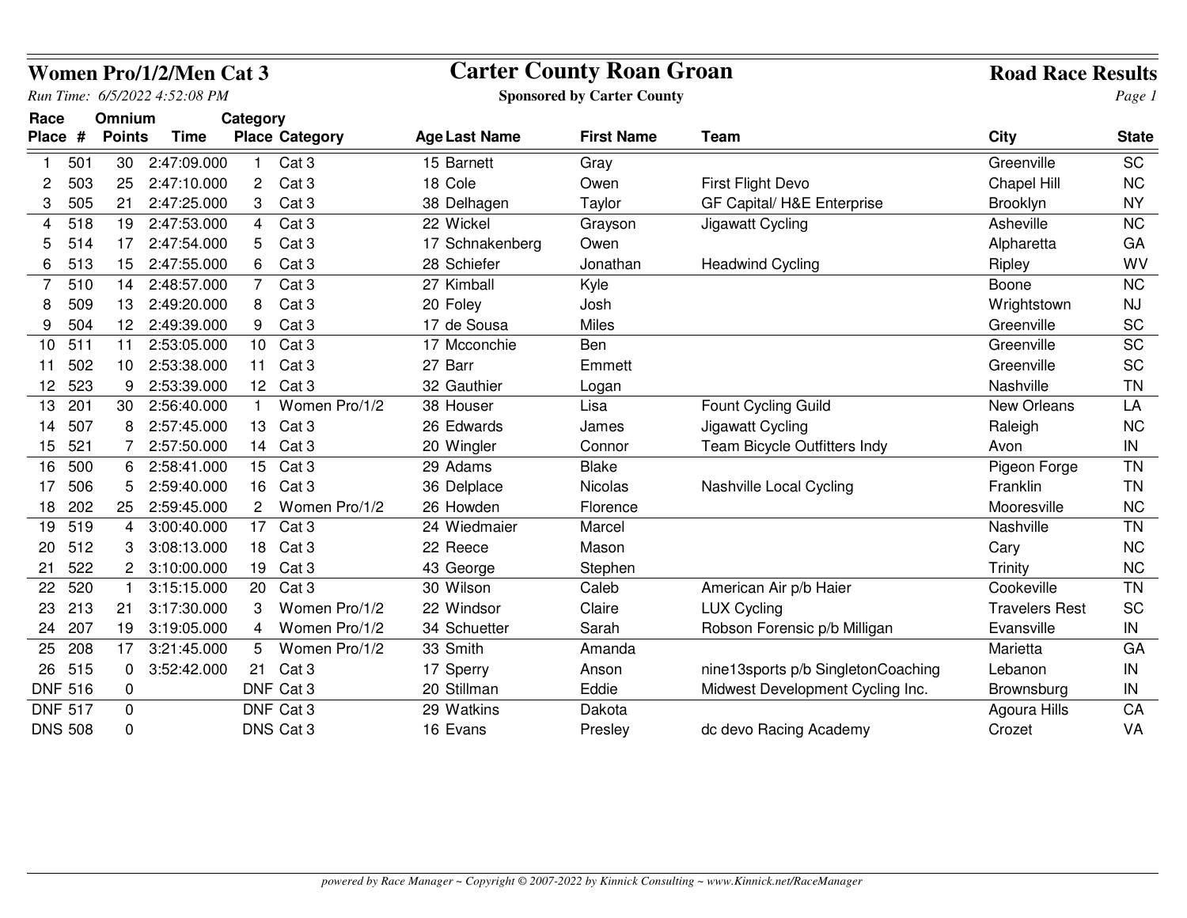# Women Pro/1/2/Men Cat 3

## Carter County Roan Groan

**Sponsored by Carter County**

**Road Race Results**

*Run Time: 6/5/2022 4:52:08 PM*

| Race Place | # | Omnium Points | Time | Category Place | Category | Age | Last Name | First Name | Team | City | State |
|---|---|---|---|---|---|---|---|---|---|---|---|
| 1 | 501 | 30 | 2:47:09.000 | 1 | Cat 3 | 15 | Barnett | Gray | | Greenville | SC |
| 2 | 503 | 25 | 2:47:10.000 | 2 | Cat 3 | 18 | Cole | Owen | First Flight Devo | Chapel Hill | NC |
| 3 | 505 | 21 | 2:47:25.000 | 3 | Cat 3 | 38 | Delhagen | Taylor | GF Capital/ H&E Enterprise | Brooklyn | NY |
| 4 | 518 | 19 | 2:47:53.000 | 4 | Cat 3 | 22 | Wickel | Grayson | Jigawatt Cycling | Asheville | NC |
| 5 | 514 | 17 | 2:47:54.000 | 5 | Cat 3 | 17 | Schnakenberg | Owen | | Alpharetta | GA |
| 6 | 513 | 15 | 2:47:55.000 | 6 | Cat 3 | 28 | Schiefer | Jonathan | Headwind Cycling | Ripley | WV |
| 7 | 510 | 14 | 2:48:57.000 | 7 | Cat 3 | 27 | Kimball | Kyle | | Boone | NC |
| 8 | 509 | 13 | 2:49:20.000 | 8 | Cat 3 | 20 | Foley | Josh | | Wrightstown | NJ |
| 9 | 504 | 12 | 2:49:39.000 | 9 | Cat 3 | 17 | de Sousa | Miles | | Greenville | SC |
| 10 | 511 | 11 | 2:53:05.000 | 10 | Cat 3 | 17 | Mcconchie | Ben | | Greenville | SC |
| 11 | 502 | 10 | 2:53:38.000 | 11 | Cat 3 | 27 | Barr | Emmett | | Greenville | SC |
| 12 | 523 | 9 | 2:53:39.000 | 12 | Cat 3 | 32 | Gauthier | Logan | | Nashville | TN |
| 13 | 201 | 30 | 2:56:40.000 | 1 | Women Pro/1/2 | 38 | Houser | Lisa | Fount Cycling Guild | New Orleans | LA |
| 14 | 507 | 8 | 2:57:45.000 | 13 | Cat 3 | 26 | Edwards | James | Jigawatt Cycling | Raleigh | NC |
| 15 | 521 | 7 | 2:57:50.000 | 14 | Cat 3 | 20 | Wingler | Connor | Team Bicycle Outfitters Indy | Avon | IN |
| 16 | 500 | 6 | 2:58:41.000 | 15 | Cat 3 | 29 | Adams | Blake | | Pigeon Forge | TN |
| 17 | 506 | 5 | 2:59:40.000 | 16 | Cat 3 | 36 | Delplace | Nicolas | Nashville Local Cycling | Franklin | TN |
| 18 | 202 | 25 | 2:59:45.000 | 2 | Women Pro/1/2 | 26 | Howden | Florence | | Mooresville | NC |
| 19 | 519 | 4 | 3:00:40.000 | 17 | Cat 3 | 24 | Wiedmaier | Marcel | | Nashville | TN |
| 20 | 512 | 3 | 3:08:13.000 | 18 | Cat 3 | 22 | Reece | Mason | | Cary | NC |
| 21 | 522 | 2 | 3:10:00.000 | 19 | Cat 3 | 43 | George | Stephen | | Trinity | NC |
| 22 | 520 | 1 | 3:15:15.000 | 20 | Cat 3 | 30 | Wilson | Caleb | American Air p/b Haier | Cookeville | TN |
| 23 | 213 | 21 | 3:17:30.000 | 3 | Women Pro/1/2 | 22 | Windsor | Claire | LUX Cycling | Travelers Rest | SC |
| 24 | 207 | 19 | 3:19:05.000 | 4 | Women Pro/1/2 | 34 | Schuetter | Sarah | Robson Forensic p/b Milligan | Evansville | IN |
| 25 | 208 | 17 | 3:21:45.000 | 5 | Women Pro/1/2 | 33 | Smith | Amanda | | Marietta | GA |
| 26 | 515 | 0 | 3:52:42.000 | 21 | Cat 3 | 17 | Sperry | Anson | nine13sports p/b SingletonCoaching | Lebanon | IN |
| DNF | 516 | 0 | | DNF | Cat 3 | 20 | Stillman | Eddie | Midwest Development Cycling Inc. | Brownsburg | IN |
| DNF | 517 | 0 | | DNF | Cat 3 | 29 | Watkins | Dakota | | Agoura Hills | CA |
| DNS | 508 | 0 | | DNS | Cat 3 | 16 | Evans | Presley | dc devo Racing Academy | Crozet | VA |

*powered by Race Manager ~ Copyright © 2007-2022 by Kinnick Consulting ~ www.Kinnick.net/RaceManager*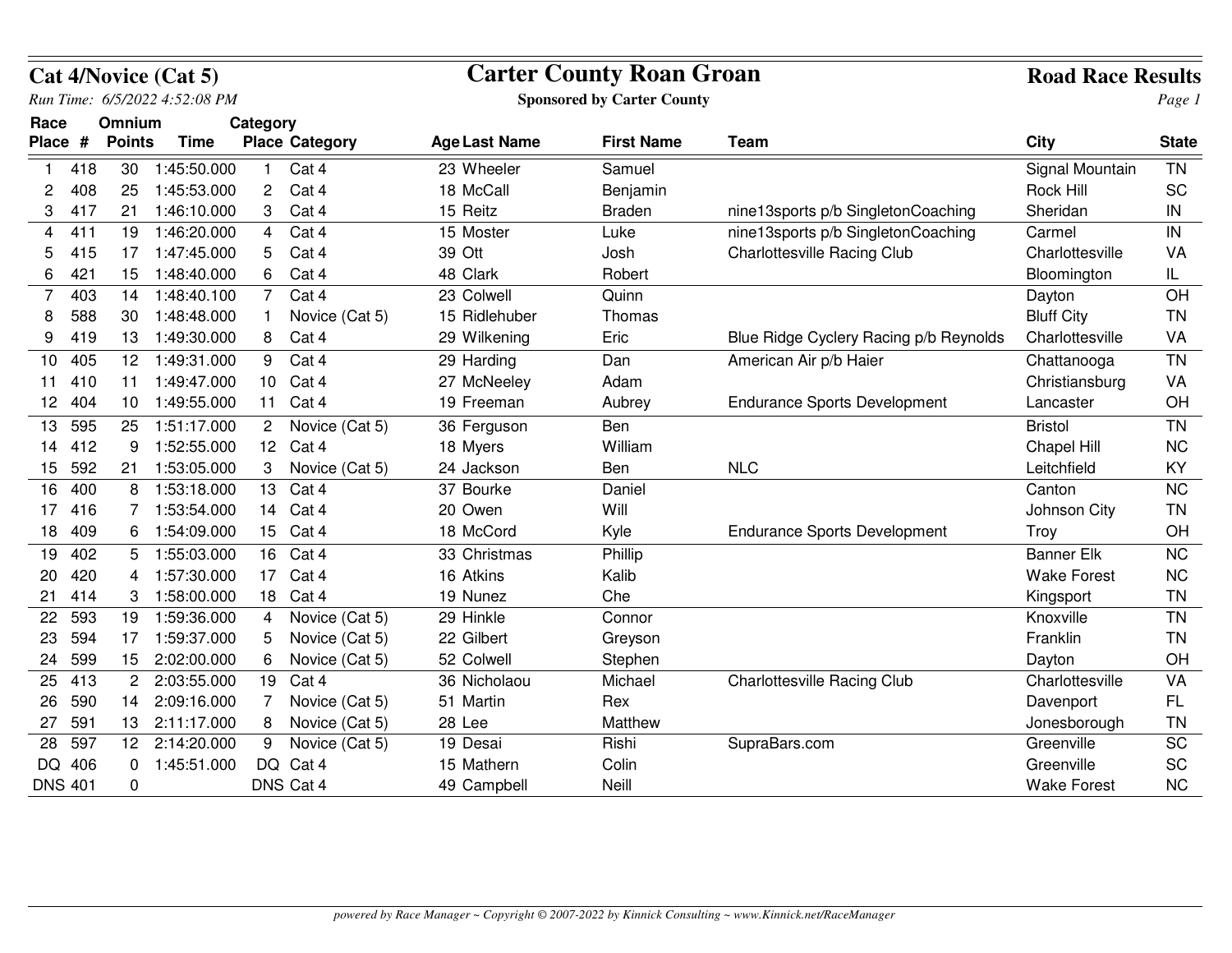# Cat 4/Novice (Cat 5)

## Carter County Roan Groan

**Road Race Results**

*Run Time: 6/5/2022 4:52:08 PM*

**Sponsored by Carter County**

| Race Place | # | Omnium Points | Time | Category Place | Category | Age | Last Name | First Name | Team | City | State |
|---|---|---|---|---|---|---|---|---|---|---|---|
| 1 | 418 | 30 | 1:45:50.000 | 1 | Cat 4 | 23 | Wheeler | Samuel | | Signal Mountain | TN |
| 2 | 408 | 25 | 1:45:53.000 | 2 | Cat 4 | 18 | McCall | Benjamin | | Rock Hill | SC |
| 3 | 417 | 21 | 1:46:10.000 | 3 | Cat 4 | 15 | Reitz | Braden | nine13sports p/b SingletonCoaching | Sheridan | IN |
| 4 | 411 | 19 | 1:46:20.000 | 4 | Cat 4 | 15 | Moster | Luke | nine13sports p/b SingletonCoaching | Carmel | IN |
| 5 | 415 | 17 | 1:47:45.000 | 5 | Cat 4 | 39 | Ott | Josh | Charlottesville Racing Club | Charlottesville | VA |
| 6 | 421 | 15 | 1:48:40.000 | 6 | Cat 4 | 48 | Clark | Robert | | Bloomington | IL |
| 7 | 403 | 14 | 1:48:40.100 | 7 | Cat 4 | 23 | Colwell | Quinn | | Dayton | OH |
| 8 | 588 | 30 | 1:48:48.000 | 1 | Novice (Cat 5) | 15 | Ridlehuber | Thomas | | Bluff City | TN |
| 9 | 419 | 13 | 1:49:30.000 | 8 | Cat 4 | 29 | Wilkening | Eric | Blue Ridge Cyclery Racing p/b Reynolds | Charlottesville | VA |
| 10 | 405 | 12 | 1:49:31.000 | 9 | Cat 4 | 29 | Harding | Dan | American Air p/b Haier | Chattanooga | TN |
| 11 | 410 | 11 | 1:49:47.000 | 10 | Cat 4 | 27 | McNeeley | Adam | | Christiansburg | VA |
| 12 | 404 | 10 | 1:49:55.000 | 11 | Cat 4 | 19 | Freeman | Aubrey | Endurance Sports Development | Lancaster | OH |
| 13 | 595 | 25 | 1:51:17.000 | 2 | Novice (Cat 5) | 36 | Ferguson | Ben | | Bristol | TN |
| 14 | 412 | 9 | 1:52:55.000 | 12 | Cat 4 | 18 | Myers | William | | Chapel Hill | NC |
| 15 | 592 | 21 | 1:53:05.000 | 3 | Novice (Cat 5) | 24 | Jackson | Ben | NLC | Leitchfield | KY |
| 16 | 400 | 8 | 1:53:18.000 | 13 | Cat 4 | 37 | Bourke | Daniel | | Canton | NC |
| 17 | 416 | 7 | 1:53:54.000 | 14 | Cat 4 | 20 | Owen | Will | | Johnson City | TN |
| 18 | 409 | 6 | 1:54:09.000 | 15 | Cat 4 | 18 | McCord | Kyle | Endurance Sports Development | Troy | OH |
| 19 | 402 | 5 | 1:55:03.000 | 16 | Cat 4 | 33 | Christmas | Phillip | | Banner Elk | NC |
| 20 | 420 | 4 | 1:57:30.000 | 17 | Cat 4 | 16 | Atkins | Kalib | | Wake Forest | NC |
| 21 | 414 | 3 | 1:58:00.000 | 18 | Cat 4 | 19 | Nunez | Che | | Kingsport | TN |
| 22 | 593 | 19 | 1:59:36.000 | 4 | Novice (Cat 5) | 29 | Hinkle | Connor | | Knoxville | TN |
| 23 | 594 | 17 | 1:59:37.000 | 5 | Novice (Cat 5) | 22 | Gilbert | Greyson | | Franklin | TN |
| 24 | 599 | 15 | 2:02:00.000 | 6 | Novice (Cat 5) | 52 | Colwell | Stephen | | Dayton | OH |
| 25 | 413 | 2 | 2:03:55.000 | 19 | Cat 4 | 36 | Nicholaou | Michael | Charlottesville Racing Club | Charlottesville | VA |
| 26 | 590 | 14 | 2:09:16.000 | 7 | Novice (Cat 5) | 51 | Martin | Rex | | Davenport | FL |
| 27 | 591 | 13 | 2:11:17.000 | 8 | Novice (Cat 5) | 28 | Lee | Matthew | | Jonesborough | TN |
| 28 | 597 | 12 | 2:14:20.000 | 9 | Novice (Cat 5) | 19 | Desai | Rishi | SupraBars.com | Greenville | SC |
| DQ | 406 | 0 | 1:45:51.000 | DQ | Cat 4 | 15 | Mathern | Colin | | Greenville | SC |
| DNS | 401 | 0 | | DNS | Cat 4 | 49 | Campbell | Neill | | Wake Forest | NC |

*powered by Race Manager ~ Copyright © 2007-2022 by Kinnick Consulting ~ www.Kinnick.net/RaceManager*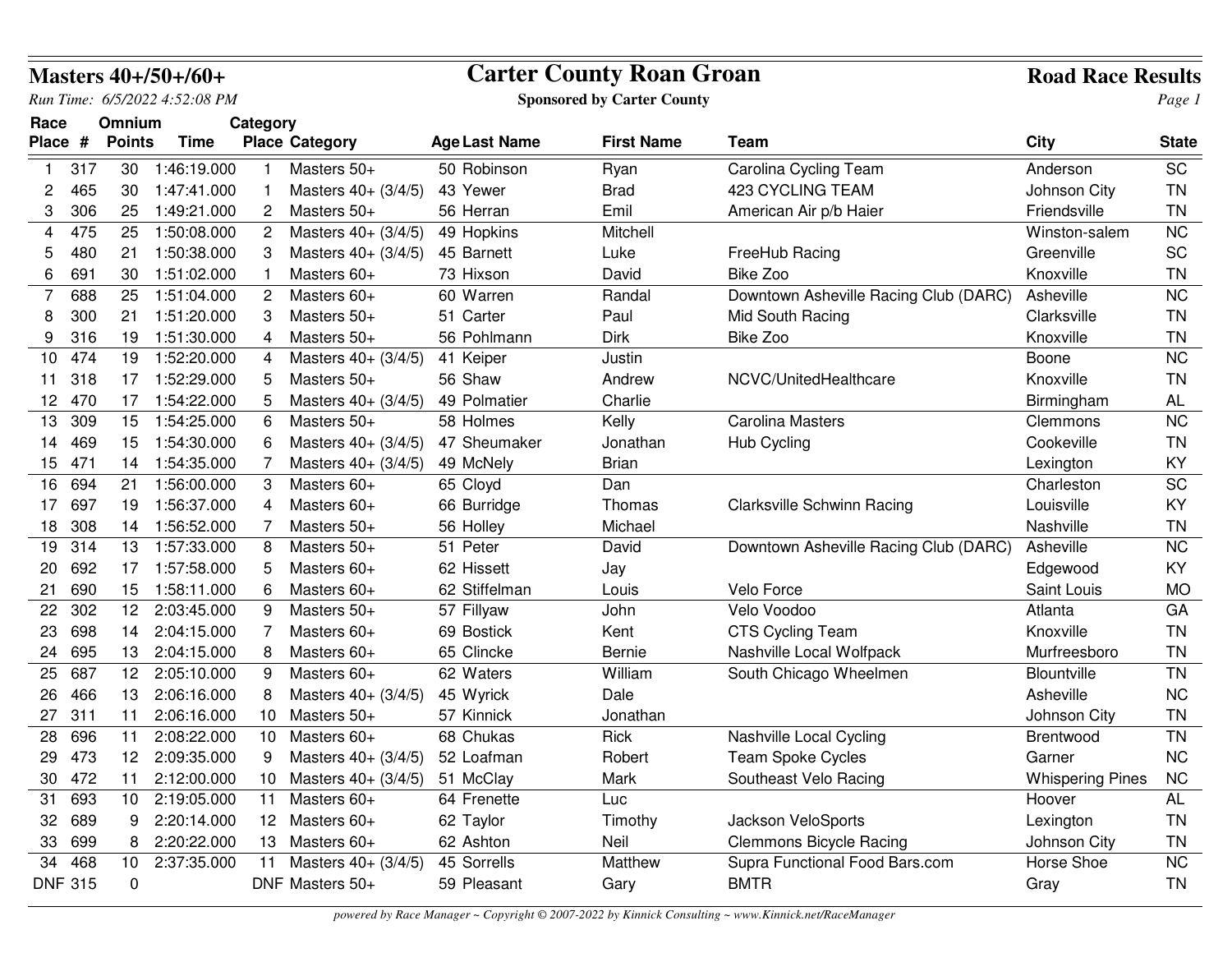## Masters 40+/50+/60+

*Run Time: 6/5/2022 4:52:08 PM*

# Carter County Roan Groan

**Sponsored by Carter County**

## Road Race Results

| Race Place | # | Omnium Points | Time | Category Place | Category | Age | Last Name | First Name | Team | City | State |
|---|---|---|---|---|---|---|---|---|---|---|---|
| 1 | 317 | 30 | 1:46:19.000 | 1 | Masters 50+ | 50 | Robinson | Ryan | Carolina Cycling Team | Anderson | SC |
| 2 | 465 | 30 | 1:47:41.000 | 1 | Masters 40+ (3/4/5) | 43 | Yewer | Brad | 423 CYCLING TEAM | Johnson City | TN |
| 3 | 306 | 25 | 1:49:21.000 | 2 | Masters 50+ | 56 | Herran | Emil | American Air p/b Haier | Friendsville | TN |
| 4 | 475 | 25 | 1:50:08.000 | 2 | Masters 40+ (3/4/5) | 49 | Hopkins | Mitchell | | Winston-salem | NC |
| 5 | 480 | 21 | 1:50:38.000 | 3 | Masters 40+ (3/4/5) | 45 | Barnett | Luke | FreeHub Racing | Greenville | SC |
| 6 | 691 | 30 | 1:51:02.000 | 1 | Masters 60+ | 73 | Hixson | David | Bike Zoo | Knoxville | TN |
| 7 | 688 | 25 | 1:51:04.000 | 2 | Masters 60+ | 60 | Warren | Randal | Downtown Asheville Racing Club (DARC) | Asheville | NC |
| 8 | 300 | 21 | 1:51:20.000 | 3 | Masters 50+ | 51 | Carter | Paul | Mid South Racing | Clarksville | TN |
| 9 | 316 | 19 | 1:51:30.000 | 4 | Masters 50+ | 56 | Pohlmann | Dirk | Bike Zoo | Knoxville | TN |
| 10 | 474 | 19 | 1:52:20.000 | 4 | Masters 40+ (3/4/5) | 41 | Keiper | Justin | | Boone | NC |
| 11 | 318 | 17 | 1:52:29.000 | 5 | Masters 50+ | 56 | Shaw | Andrew | NCVC/UnitedHealthcare | Knoxville | TN |
| 12 | 470 | 17 | 1:54:22.000 | 5 | Masters 40+ (3/4/5) | 49 | Polmatier | Charlie | | Birmingham | AL |
| 13 | 309 | 15 | 1:54:25.000 | 6 | Masters 50+ | 58 | Holmes | Kelly | Carolina Masters | Clemmons | NC |
| 14 | 469 | 15 | 1:54:30.000 | 6 | Masters 40+ (3/4/5) | 47 | Sheumaker | Jonathan | Hub Cycling | Cookeville | TN |
| 15 | 471 | 14 | 1:54:35.000 | 7 | Masters 40+ (3/4/5) | 49 | McNely | Brian | | Lexington | KY |
| 16 | 694 | 21 | 1:56:00.000 | 3 | Masters 60+ | 65 | Cloyd | Dan | | Charleston | SC |
| 17 | 697 | 19 | 1:56:37.000 | 4 | Masters 60+ | 66 | Burridge | Thomas | Clarksville Schwinn Racing | Louisville | KY |
| 18 | 308 | 14 | 1:56:52.000 | 7 | Masters 50+ | 56 | Holley | Michael | | Nashville | TN |
| 19 | 314 | 13 | 1:57:33.000 | 8 | Masters 50+ | 51 | Peter | David | Downtown Asheville Racing Club (DARC) | Asheville | NC |
| 20 | 692 | 17 | 1:57:58.000 | 5 | Masters 60+ | 62 | Hissett | Jay | | Edgewood | KY |
| 21 | 690 | 15 | 1:58:11.000 | 6 | Masters 60+ | 62 | Stiffelman | Louis | Velo Force | Saint Louis | MO |
| 22 | 302 | 12 | 2:03:45.000 | 9 | Masters 50+ | 57 | Fillyaw | John | Velo Voodoo | Atlanta | GA |
| 23 | 698 | 14 | 2:04:15.000 | 7 | Masters 60+ | 69 | Bostick | Kent | CTS Cycling Team | Knoxville | TN |
| 24 | 695 | 13 | 2:04:15.000 | 8 | Masters 60+ | 65 | Clincke | Bernie | Nashville Local Wolfpack | Murfreesboro | TN |
| 25 | 687 | 12 | 2:05:10.000 | 9 | Masters 60+ | 62 | Waters | William | South Chicago Wheelmen | Blountville | TN |
| 26 | 466 | 13 | 2:06:16.000 | 8 | Masters 40+ (3/4/5) | 45 | Wyrick | Dale | | Asheville | NC |
| 27 | 311 | 11 | 2:06:16.000 | 10 | Masters 50+ | 57 | Kinnick | Jonathan | | Johnson City | TN |
| 28 | 696 | 11 | 2:08:22.000 | 10 | Masters 60+ | 68 | Chukas | Rick | Nashville Local Cycling | Brentwood | TN |
| 29 | 473 | 12 | 2:09:35.000 | 9 | Masters 40+ (3/4/5) | 52 | Loafman | Robert | Team Spoke Cycles | Garner | NC |
| 30 | 472 | 11 | 2:12:00.000 | 10 | Masters 40+ (3/4/5) | 51 | McClay | Mark | Southeast Velo Racing | Whispering Pines | NC |
| 31 | 693 | 10 | 2:19:05.000 | 11 | Masters 60+ | 64 | Frenette | Luc | | Hoover | AL |
| 32 | 689 | 9 | 2:20:14.000 | 12 | Masters 60+ | 62 | Taylor | Timothy | Jackson VeloSports | Lexington | TN |
| 33 | 699 | 8 | 2:20:22.000 | 13 | Masters 60+ | 62 | Ashton | Neil | Clemmons Bicycle Racing | Johnson City | TN |
| 34 | 468 | 10 | 2:37:35.000 | 11 | Masters 40+ (3/4/5) | 45 | Sorrells | Matthew | Supra Functional Food Bars.com | Horse Shoe | NC |
| DNF | 315 | 0 | | DNF | Masters 50+ | 59 | Pleasant | Gary | BMTR | Gray | TN |

*powered by Race Manager ~ Copyright © 2007-2022 by Kinnick Consulting ~ www.Kinnick.net/RaceManager*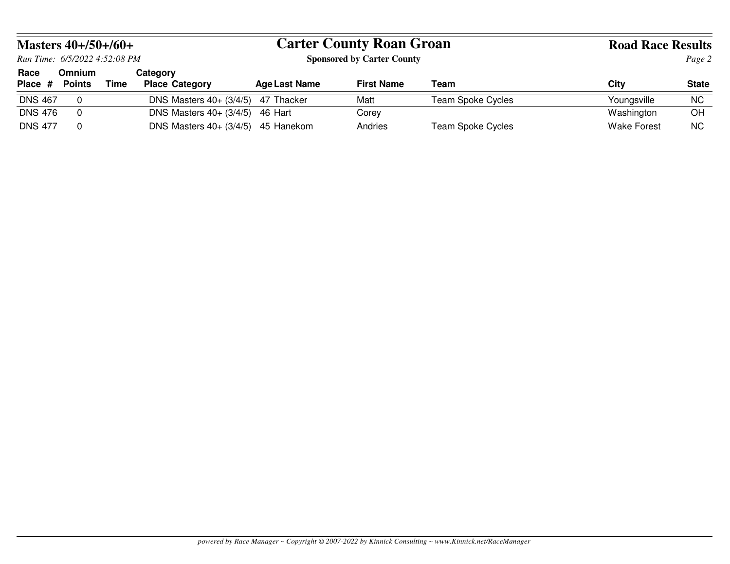# Carter County Roan Groan

**Sponsored by Carter County**

**Masters 40+/50+/60+**

*Run Time: 6/5/2022 4:52:08 PM*

**Road Race Results**

| Race Place | # | Omnium Points | Time | Category Place | Category | Age | Last Name | First Name | Team | City | State |
|---|---|---|---|---|---|---|---|---|---|---|---|
| DNS | 467 | 0 | | DNS | Masters 40+ (3/4/5) | 47 | Thacker | Matt | Team Spoke Cycles | Youngsville | NC |
| DNS | 476 | 0 | | DNS | Masters 40+ (3/4/5) | 46 | Hart | Corey | | Washington | OH |
| DNS | 477 | 0 | | DNS | Masters 40+ (3/4/5) | 45 | Hanekom | Andries | Team Spoke Cycles | Wake Forest | NC |

*powered by Race Manager ~ Copyright © 2007-2022 by Kinnick Consulting ~ www.Kinnick.net/RaceManager*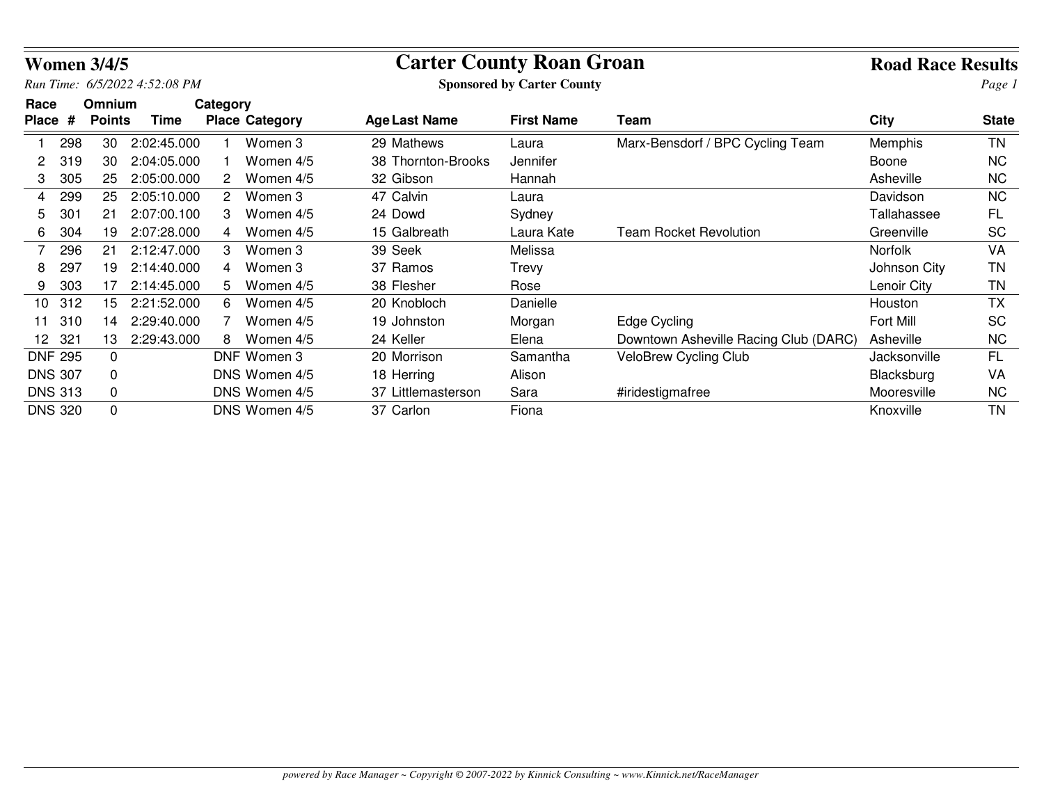# Carter County Roan Groan

**Sponsored by Carter County**

## Women 3/4/5

**Road Race Results**

*Run Time: 6/5/2022 4:52:08 PM*

| Race Place | # | Omnium Points | Time | Category Place | Category | Age | Last Name | First Name | Team | City | State |
|---|---|---|---|---|---|---|---|---|---|---|---|
| 1 | 298 | 30 | 2:02:45.000 | 1 | Women 3 | 29 | Mathews | Laura | Marx-Bensdorf / BPC Cycling Team | Memphis | TN |
| 2 | 319 | 30 | 2:04:05.000 | 1 | Women 4/5 | 38 | Thornton-Brooks | Jennifer | | Boone | NC |
| 3 | 305 | 25 | 2:05:00.000 | 2 | Women 4/5 | 32 | Gibson | Hannah | | Asheville | NC |
| 4 | 299 | 25 | 2:05:10.000 | 2 | Women 3 | 47 | Calvin | Laura | | Davidson | NC |
| 5 | 301 | 21 | 2:07:00.100 | 3 | Women 4/5 | 24 | Dowd | Sydney | | Tallahassee | FL |
| 6 | 304 | 19 | 2:07:28.000 | 4 | Women 4/5 | 15 | Galbreath | Laura Kate | Team Rocket Revolution | Greenville | SC |
| 7 | 296 | 21 | 2:12:47.000 | 3 | Women 3 | 39 | Seek | Melissa | | Norfolk | VA |
| 8 | 297 | 19 | 2:14:40.000 | 4 | Women 3 | 37 | Ramos | Trevy | | Johnson City | TN |
| 9 | 303 | 17 | 2:14:45.000 | 5 | Women 4/5 | 38 | Flesher | Rose | | Lenoir City | TN |
| 10 | 312 | 15 | 2:21:52.000 | 6 | Women 4/5 | 20 | Knobloch | Danielle | | Houston | TX |
| 11 | 310 | 14 | 2:29:40.000 | 7 | Women 4/5 | 19 | Johnston | Morgan | Edge Cycling | Fort Mill | SC |
| 12 | 321 | 13 | 2:29:43.000 | 8 | Women 4/5 | 24 | Keller | Elena | Downtown Asheville Racing Club (DARC) | Asheville | NC |
| DNF | 295 | 0 | | DNF | Women 3 | 20 | Morrison | Samantha | VeloBrew Cycling Club | Jacksonville | FL |
| DNS | 307 | 0 | | DNS | Women 4/5 | 18 | Herring | Alison | | Blacksburg | VA |
| DNS | 313 | 0 | | DNS | Women 4/5 | 37 | Littlemasterson | Sara | #iridestigmafree | Mooresville | NC |
| DNS | 320 | 0 | | DNS | Women 4/5 | 37 | Carlon | Fiona | | Knoxville | TN |

*powered by Race Manager ~ Copyright © 2007-2022 by Kinnick Consulting ~ www.Kinnick.net/RaceManager*